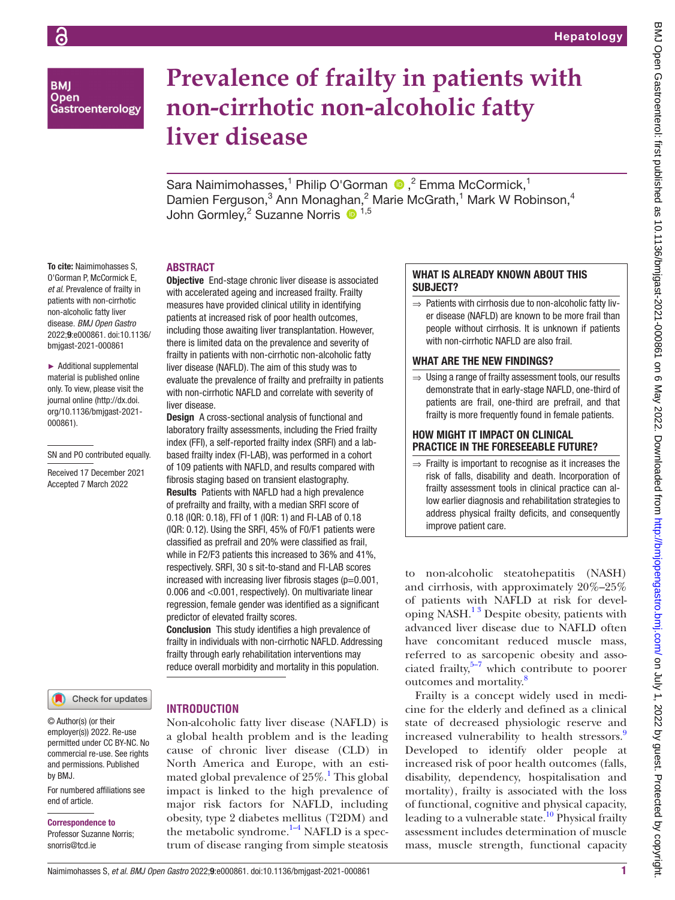# Prevalence of frailty in patients with non-cirrhotic non-alcoholic fatty liver disease

Sara Naimimohasses,[1] Philip O'Gorman,[2] Emma McCormick,[1] Damien Ferguson,[3] Ann Monaghan,[2] Marie McGrath,[1] Mark W Robinson,[4] John Gormley,[2] Suzanne Norris[1,5]

To cite: Naimimohasses S, O'Gorman P, McCormick E, *et al*. Prevalence of frailty in patients with non-cirrhotic non-alcoholic fatty liver disease. *BMJ Open Gastro* 2022;**9**:e000861. doi:10.1136/bmjgast-2021-000861

► Additional supplemental material is published online only. To view, please visit the journal online (http://dx.doi.org/10.1136/bmjgast-2021-000861).

SN and PO contributed equally.

Received 17 December 2021
Accepted 7 March 2022

© Author(s) (or their employer(s)) 2022. Re-use permitted under CC BY-NC. No commercial re-use. See rights and permissions. Published by BMJ.

For numbered affiliations see end of article.

**Correspondence to**
Professor Suzanne Norris; snorris@tcd.ie

## ABSTRACT

**Objective** End-stage chronic liver disease is associated with accelerated ageing and increased frailty. Frailty measures have provided clinical utility in identifying patients at increased risk of poor health outcomes, including those awaiting liver transplantation. However, there is limited data on the prevalence and severity of frailty in patients with non-cirrhotic non-alcoholic fatty liver disease (NAFLD). The aim of this study was to evaluate the prevalence of frailty and prefrailty in patients with non-cirrhotic NAFLD and correlate with severity of liver disease.

**Design** A cross-sectional analysis of functional and laboratory frailty assessments, including the Fried frailty index (FFI), a self-reported frailty index (SRFI) and a lab-based frailty index (FI-LAB), was performed in a cohort of 109 patients with NAFLD, and results compared with fibrosis staging based on transient elastography.

**Results** Patients with NAFLD had a high prevalence of prefrailty and frailty, with a median SRFI score of 0.18 (IQR: 0.18), FFI of 1 (IQR: 1) and FI-LAB of 0.18 (IQR: 0.12). Using the SRFI, 45% of F0/F1 patients were classified as prefrail and 20% were classified as frail, while in F2/F3 patients this increased to 36% and 41%, respectively. SRFI, 30 s sit-to-stand and FI-LAB scores increased with increasing liver fibrosis stages (p=0.001, 0.006 and <0.001, respectively). On multivariate linear regression, female gender was identified as a significant predictor of elevated frailty scores.

**Conclusion** This study identifies a high prevalence of frailty in individuals with non-cirrhotic NAFLD. Addressing frailty through early rehabilitation interventions may reduce overall morbidity and mortality in this population.

### WHAT IS ALREADY KNOWN ABOUT THIS SUBJECT?

⇒ Patients with cirrhosis due to non-alcoholic fatty liver disease (NAFLD) are known to be more frail than people without cirrhosis. It is unknown if patients with non-cirrhotic NAFLD are also frail.

### WHAT ARE THE NEW FINDINGS?

⇒ Using a range of frailty assessment tools, our results demonstrate that in early-stage NAFLD, one-third of patients are frail, one-third are prefrail, and that frailty is more frequently found in female patients.

### HOW MIGHT IT IMPACT ON CLINICAL PRACTICE IN THE FORESEEABLE FUTURE?

⇒ Frailty is important to recognise as it increases the risk of falls, disability and death. Incorporation of frailty assessment tools in clinical practice can allow earlier diagnosis and rehabilitation strategies to address physical frailty deficits, and consequently improve patient care.

## INTRODUCTION

Non-alcoholic fatty liver disease (NAFLD) is a global health problem and is the leading cause of chronic liver disease (CLD) in North America and Europe, with an estimated global prevalence of 25%.[1] This global impact is linked to the high prevalence of major risk factors for NAFLD, including obesity, type 2 diabetes mellitus (T2DM) and the metabolic syndrome.[1–4] NAFLD is a spectrum of disease ranging from simple steatosis to non-alcoholic steatohepatitis (NASH) and cirrhosis, with approximately 20%–25% of patients with NAFLD at risk for developing NASH.[1,3] Despite obesity, patients with advanced liver disease due to NAFLD often have concomitant reduced muscle mass, referred to as sarcopenic obesity and associated frailty,[5–7] which contribute to poorer outcomes and mortality.[8]

Frailty is a concept widely used in medicine for the elderly and defined as a clinical state of decreased physiologic reserve and increased vulnerability to health stressors.[9] Developed to identify older people at increased risk of poor health outcomes (falls, disability, dependency, hospitalisation and mortality), frailty is associated with the loss of functional, cognitive and physical capacity, leading to a vulnerable state.[10] Physical frailty assessment includes determination of muscle mass, muscle strength, functional capacity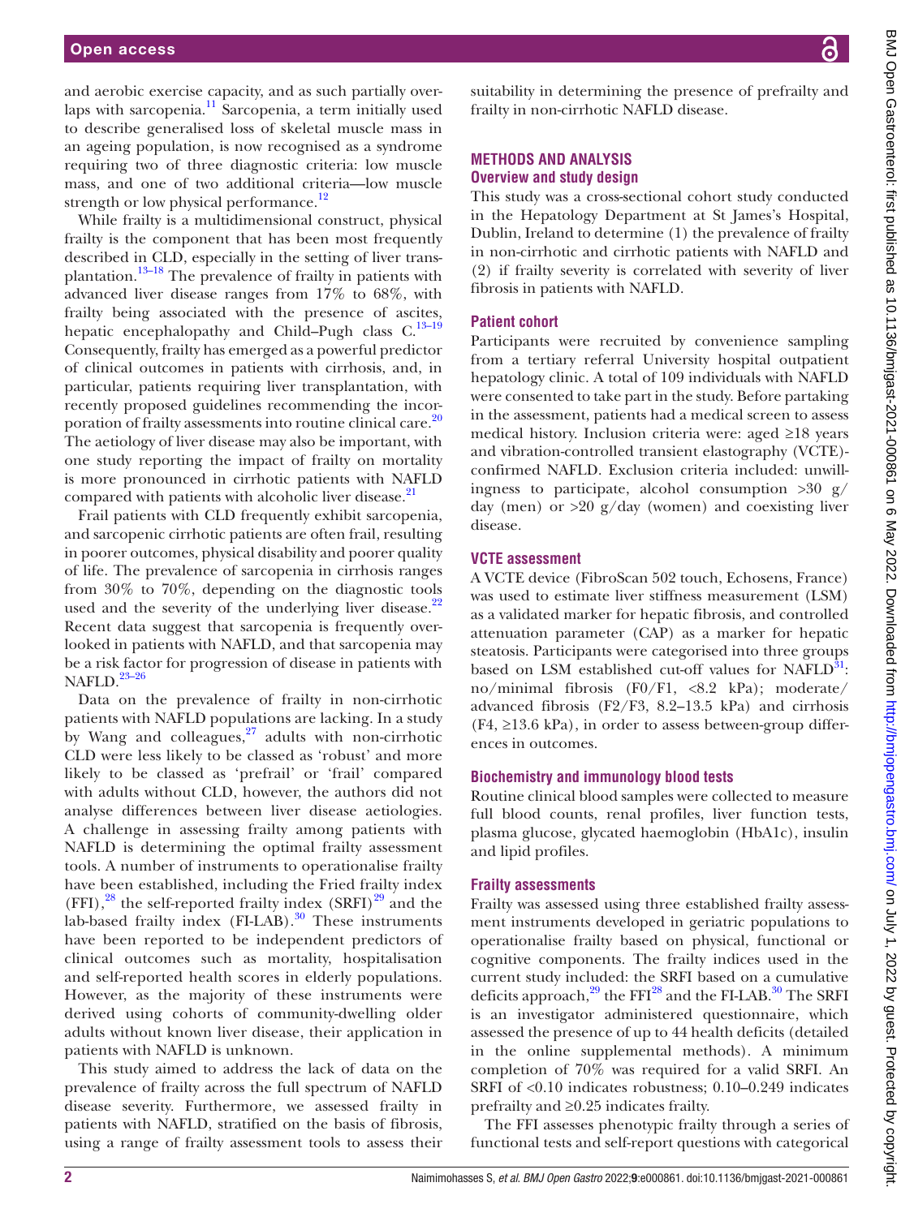and aerobic exercise capacity, and as such partially overlaps with sarcopenia.[11] Sarcopenia, a term initially used to describe generalised loss of skeletal muscle mass in an ageing population, is now recognised as a syndrome requiring two of three diagnostic criteria: low muscle mass, and one of two additional criteria—low muscle strength or low physical performance.[12]

While frailty is a multidimensional construct, physical frailty is the component that has been most frequently described in CLD, especially in the setting of liver transplantation.[13–18] The prevalence of frailty in patients with advanced liver disease ranges from 17% to 68%, with frailty being associated with the presence of ascites, hepatic encephalopathy and Child–Pugh class C.[13–19] Consequently, frailty has emerged as a powerful predictor of clinical outcomes in patients with cirrhosis, and, in particular, patients requiring liver transplantation, with recently proposed guidelines recommending the incorporation of frailty assessments into routine clinical care.[20] The aetiology of liver disease may also be important, with one study reporting the impact of frailty on mortality is more pronounced in cirrhotic patients with NAFLD compared with patients with alcoholic liver disease.[21]

Frail patients with CLD frequently exhibit sarcopenia, and sarcopenic cirrhotic patients are often frail, resulting in poorer outcomes, physical disability and poorer quality of life. The prevalence of sarcopenia in cirrhosis ranges from 30% to 70%, depending on the diagnostic tools used and the severity of the underlying liver disease.[22] Recent data suggest that sarcopenia is frequently overlooked in patients with NAFLD, and that sarcopenia may be a risk factor for progression of disease in patients with NAFLD.[23–26]

Data on the prevalence of frailty in non-cirrhotic patients with NAFLD populations are lacking. In a study by Wang and colleagues,[27] adults with non-cirrhotic CLD were less likely to be classed as 'robust' and more likely to be classed as 'prefrail' or 'frail' compared with adults without CLD, however, the authors did not analyse differences between liver disease aetiologies. A challenge in assessing frailty among patients with NAFLD is determining the optimal frailty assessment tools. A number of instruments to operationalise frailty have been established, including the Fried frailty index (FFI),[28] the self-reported frailty index (SRFI)[29] and the lab-based frailty index (FI-LAB).[30] These instruments have been reported to be independent predictors of clinical outcomes such as mortality, hospitalisation and self-reported health scores in elderly populations. However, as the majority of these instruments were derived using cohorts of community-dwelling older adults without known liver disease, their application in patients with NAFLD is unknown.

This study aimed to address the lack of data on the prevalence of frailty across the full spectrum of NAFLD disease severity. Furthermore, we assessed frailty in patients with NAFLD, stratified on the basis of fibrosis, using a range of frailty assessment tools to assess their suitability in determining the presence of prefrailty and frailty in non-cirrhotic NAFLD disease.

## METHODS AND ANALYSIS

### Overview and study design

This study was a cross-sectional cohort study conducted in the Hepatology Department at St James's Hospital, Dublin, Ireland to determine (1) the prevalence of frailty in non-cirrhotic and cirrhotic patients with NAFLD and (2) if frailty severity is correlated with severity of liver fibrosis in patients with NAFLD.

### Patient cohort

Participants were recruited by convenience sampling from a tertiary referral University hospital outpatient hepatology clinic. A total of 109 individuals with NAFLD were consented to take part in the study. Before partaking in the assessment, patients had a medical screen to assess medical history. Inclusion criteria were: aged ≥18 years and vibration-controlled transient elastography (VCTE)-confirmed NAFLD. Exclusion criteria included: unwillingness to participate, alcohol consumption >30 g/day (men) or >20 g/day (women) and coexisting liver disease.

### VCTE assessment

A VCTE device (FibroScan 502 touch, Echosens, France) was used to estimate liver stiffness measurement (LSM) as a validated marker for hepatic fibrosis, and controlled attenuation parameter (CAP) as a marker for hepatic steatosis. Participants were categorised into three groups based on LSM established cut-off values for NAFLD[31]: no/minimal fibrosis (F0/F1, <8.2 kPa); moderate/advanced fibrosis (F2/F3, 8.2–13.5 kPa) and cirrhosis (F4, ≥13.6 kPa), in order to assess between-group differences in outcomes.

### Biochemistry and immunology blood tests

Routine clinical blood samples were collected to measure full blood counts, renal profiles, liver function tests, plasma glucose, glycated haemoglobin (HbA1c), insulin and lipid profiles.

### Frailty assessments

Frailty was assessed using three established frailty assessment instruments developed in geriatric populations to operationalise frailty based on physical, functional or cognitive components. The frailty indices used in the current study included: the SRFI based on a cumulative deficits approach,[29] the FFI[28] and the FI-LAB.[30] The SRFI is an investigator administered questionnaire, which assessed the presence of up to 44 health deficits (detailed in the online supplemental methods). A minimum completion of 70% was required for a valid SRFI. An SRFI of <0.10 indicates robustness; 0.10–0.249 indicates prefrailty and ≥0.25 indicates frailty.

The FFI assesses phenotypic frailty through a series of functional tests and self-report questions with categorical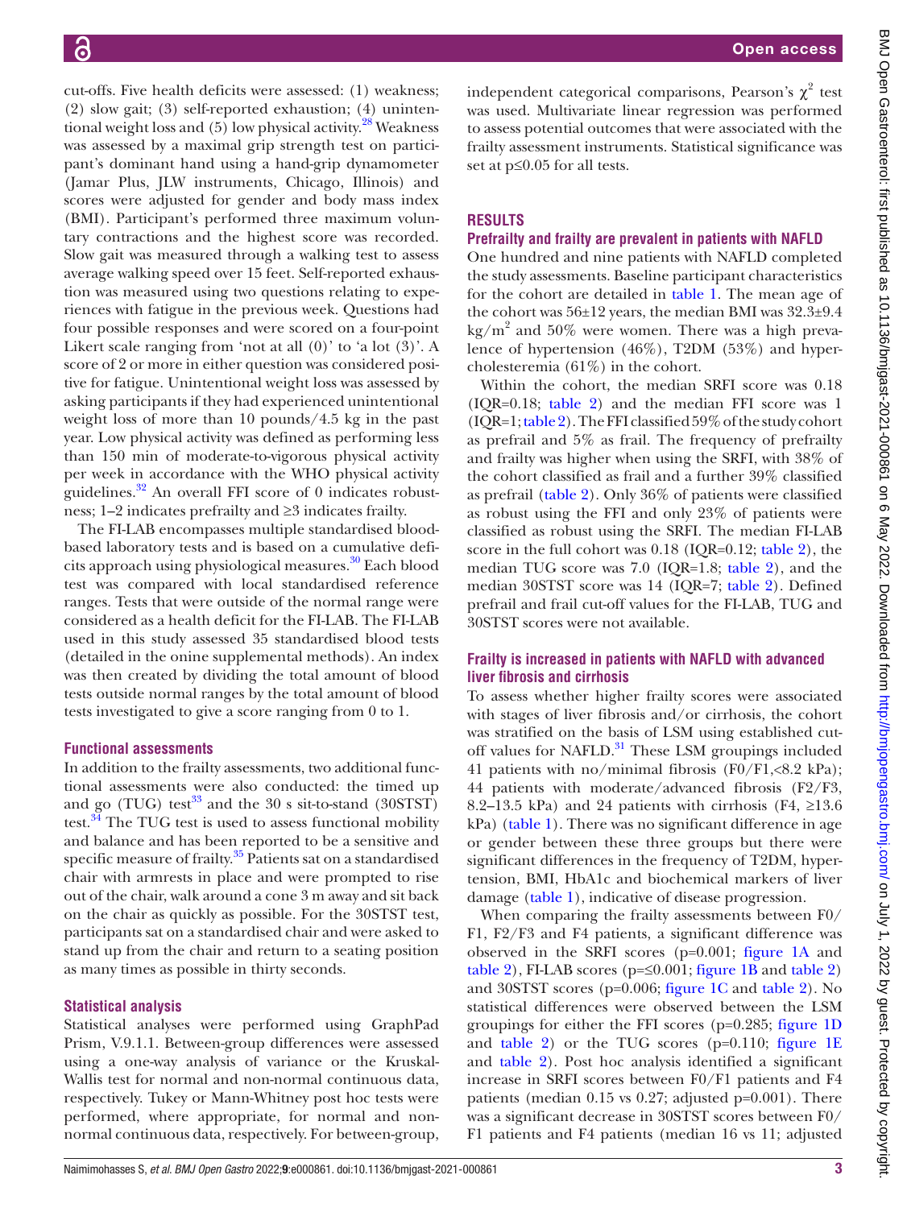cut-offs. Five health deficits were assessed: (1) weakness; (2) slow gait; (3) self-reported exhaustion; (4) unintentional weight loss and (5) low physical activity.[28] Weakness was assessed by a maximal grip strength test on participant's dominant hand using a hand-grip dynamometer (Jamar Plus, JLW instruments, Chicago, Illinois) and scores were adjusted for gender and body mass index (BMI). Participant's performed three maximum voluntary contractions and the highest score was recorded. Slow gait was measured through a walking test to assess average walking speed over 15 feet. Self-reported exhaustion was measured using two questions relating to experiences with fatigue in the previous week. Questions had four possible responses and were scored on a four-point Likert scale ranging from 'not at all (0)' to 'a lot (3)'. A score of 2 or more in either question was considered positive for fatigue. Unintentional weight loss was assessed by asking participants if they had experienced unintentional weight loss of more than 10 pounds/4.5 kg in the past year. Low physical activity was defined as performing less than 150 min of moderate-to-vigorous physical activity per week in accordance with the WHO physical activity guidelines.[32] An overall FFI score of 0 indicates robustness; 1–2 indicates prefrailty and ≥3 indicates frailty.

The FI-LAB encompasses multiple standardised blood-based laboratory tests and is based on a cumulative deficits approach using physiological measures.[30] Each blood test was compared with local standardised reference ranges. Tests that were outside of the normal range were considered as a health deficit for the FI-LAB. The FI-LAB used in this study assessed 35 standardised blood tests (detailed in the onine supplemental methods). An index was then created by dividing the total amount of blood tests outside normal ranges by the total amount of blood tests investigated to give a score ranging from 0 to 1.

### Functional assessments

In addition to the frailty assessments, two additional functional assessments were also conducted: the timed up and go (TUG) test[33] and the 30 s sit-to-stand (30STST) test.[34] The TUG test is used to assess functional mobility and balance and has been reported to be a sensitive and specific measure of frailty.[35] Patients sat on a standardised chair with armrests in place and were prompted to rise out of the chair, walk around a cone 3 m away and sit back on the chair as quickly as possible. For the 30STST test, participants sat on a standardised chair and were asked to stand up from the chair and return to a seating position as many times as possible in thirty seconds.

### Statistical analysis

Statistical analyses were performed using GraphPad Prism, V.9.1.1. Between-group differences were assessed using a one-way analysis of variance or the Kruskal-Wallis test for normal and non-normal continuous data, respectively. Tukey or Mann-Whitney post hoc tests were performed, where appropriate, for normal and non-normal continuous data, respectively. For between-group, independent categorical comparisons, Pearson's $\chi^2$ test was used. Multivariate linear regression was performed to assess potential outcomes that were associated with the frailty assessment instruments. Statistical significance was set at $p \leq 0.05$ for all tests.

## RESULTS

### Prefrailty and frailty are prevalent in patients with NAFLD

One hundred and nine patients with NAFLD completed the study assessments. Baseline participant characteristics for the cohort are detailed in table 1. The mean age of the cohort was 56±12 years, the median BMI was 32.3±9.4 kg/m$^2$ and 50% were women. There was a high prevalence of hypertension (46%), T2DM (53%) and hypercholesteremia (61%) in the cohort.

Within the cohort, the median SRFI score was 0.18 (IQR=0.18; table 2) and the median FFI score was 1 (IQR=1; table 2). The FFI classified 59% of the study cohort as prefrail and 5% as frail. The frequency of prefrailty and frailty was higher when using the SRFI, with 38% of the cohort classified as frail and a further 39% classified as prefrail (table 2). Only 36% of patients were classified as robust using the FFI and only 23% of patients were classified as robust using the SRFI. The median FI-LAB score in the full cohort was 0.18 (IQR=0.12; table 2), the median TUG score was 7.0 (IQR=1.8; table 2), and the median 30STST score was 14 (IQR=7; table 2). Defined prefrail and frail cut-off values for the FI-LAB, TUG and 30STST scores were not available.

### Frailty is increased in patients with NAFLD with advanced liver fibrosis and cirrhosis

To assess whether higher frailty scores were associated with stages of liver fibrosis and/or cirrhosis, the cohort was stratified on the basis of LSM using established cut-off values for NAFLD.[31] These LSM groupings included 41 patients with no/minimal fibrosis (F0/F1,<8.2 kPa); 44 patients with moderate/advanced fibrosis (F2/F3, 8.2–13.5 kPa) and 24 patients with cirrhosis (F4, ≥13.6 kPa) (table 1). There was no significant difference in age or gender between these three groups but there were significant differences in the frequency of T2DM, hypertension, BMI, HbA1c and biochemical markers of liver damage (table 1), indicative of disease progression.

When comparing the frailty assessments between F0/F1, F2/F3 and F4 patients, a significant difference was observed in the SRFI scores (p=0.001; figure 1A and table 2), FI-LAB scores (p=≤0.001; figure 1B and table 2) and 30STST scores (p=0.006; figure 1C and table 2). No statistical differences were observed between the LSM groupings for either the FFI scores (p=0.285; figure 1D and table 2) or the TUG scores (p=0.110; figure 1E and table 2). Post hoc analysis identified a significant increase in SRFI scores between F0/F1 patients and F4 patients (median 0.15 vs 0.27; adjusted p=0.001). There was a significant decrease in 30STST scores between F0/F1 patients and F4 patients (median 16 vs 11; adjusted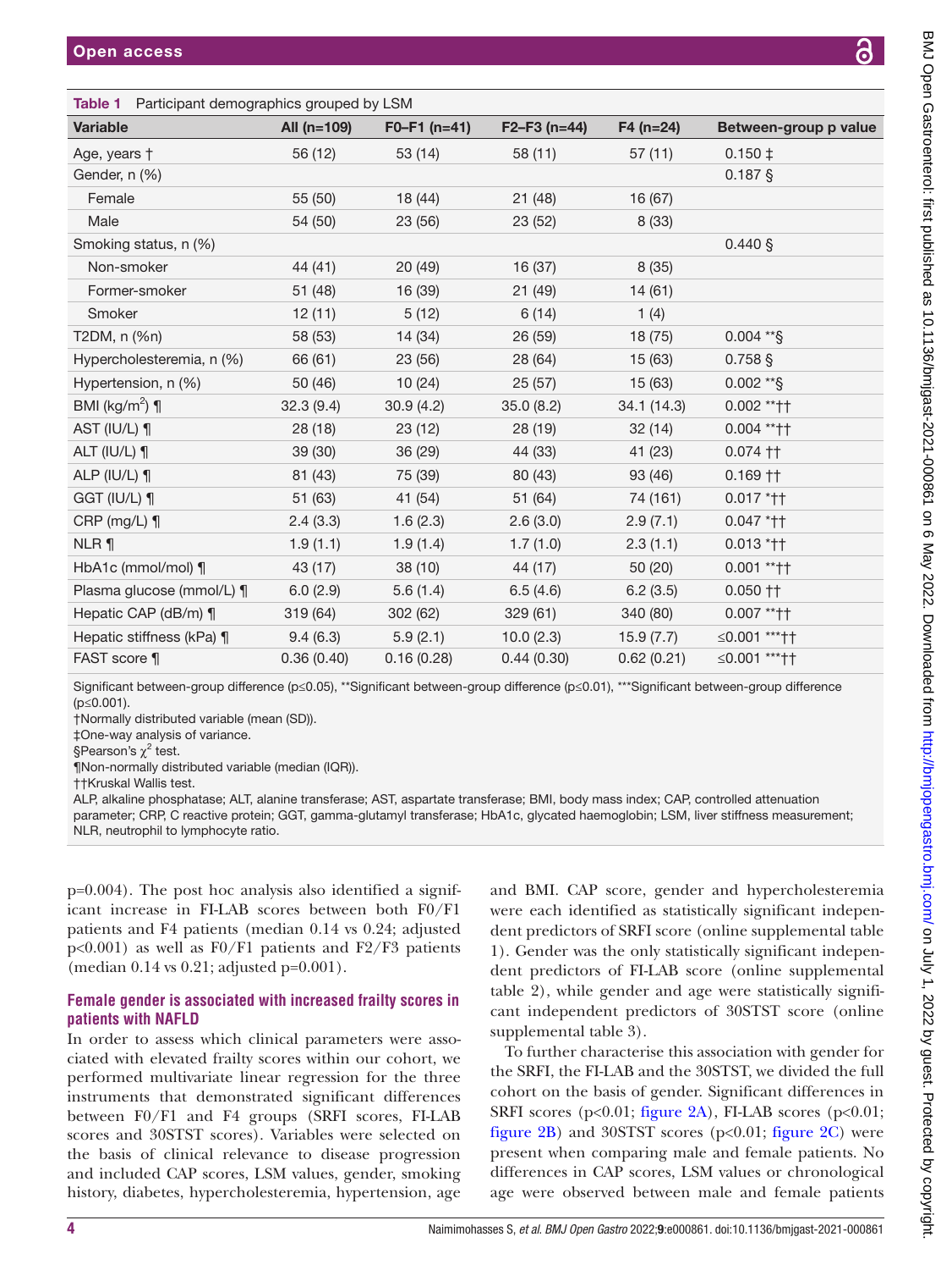**Table 1** Participant demographics grouped by LSM

| Variable | All (n=109) | F0–F1 (n=41) | F2–F3 (n=44) | F4 (n=24) | Between-group p value |
|---|---|---|---|---|---|
| Age, years † | 56 (12) | 53 (14) | 58 (11) | 57 (11) | 0.150 ‡ |
| Gender, n (%) | | | | | 0.187 § |
| Female | 55 (50) | 18 (44) | 21 (48) | 16 (67) | |
| Male | 54 (50) | 23 (56) | 23 (52) | 8 (33) | |
| Smoking status, n (%) | | | | | 0.440 § |
| Non-smoker | 44 (41) | 20 (49) | 16 (37) | 8 (35) | |
| Former-smoker | 51 (48) | 16 (39) | 21 (49) | 14 (61) | |
| Smoker | 12 (11) | 5 (12) | 6 (14) | 1 (4) | |
| T2DM, n (%n) | 58 (53) | 14 (34) | 26 (59) | 18 (75) | 0.004 **§ |
| Hypercholesteremia, n (%) | 66 (61) | 23 (56) | 28 (64) | 15 (63) | 0.758 § |
| Hypertension, n (%) | 50 (46) | 10 (24) | 25 (57) | 15 (63) | 0.002 **§ |
| BMI (kg/m$^2$) ¶ | 32.3 (9.4) | 30.9 (4.2) | 35.0 (8.2) | 34.1 (14.3) | 0.002 **†† |
| AST (IU/L) ¶ | 28 (18) | 23 (12) | 28 (19) | 32 (14) | 0.004 **†† |
| ALT (IU/L) ¶ | 39 (30) | 36 (29) | 44 (33) | 41 (23) | 0.074 †† |
| ALP (IU/L) ¶ | 81 (43) | 75 (39) | 80 (43) | 93 (46) | 0.169 †† |
| GGT (IU/L) ¶ | 51 (63) | 41 (54) | 51 (64) | 74 (161) | 0.017 *†† |
| CRP (mg/L) ¶ | 2.4 (3.3) | 1.6 (2.3) | 2.6 (3.0) | 2.9 (7.1) | 0.047 *†† |
| NLR ¶ | 1.9 (1.1) | 1.9 (1.4) | 1.7 (1.0) | 2.3 (1.1) | 0.013 *†† |
| HbA1c (mmol/mol) ¶ | 43 (17) | 38 (10) | 44 (17) | 50 (20) | 0.001 **†† |
| Plasma glucose (mmol/L) ¶ | 6.0 (2.9) | 5.6 (1.4) | 6.5 (4.6) | 6.2 (3.5) | 0.050 †† |
| Hepatic CAP (dB/m) ¶ | 319 (64) | 302 (62) | 329 (61) | 340 (80) | 0.007 **†† |
| Hepatic stiffness (kPa) ¶ | 9.4 (6.3) | 5.9 (2.1) | 10.0 (2.3) | 15.9 (7.7) | ≤0.001 ***†† |
| FAST score ¶ | 0.36 (0.40) | 0.16 (0.28) | 0.44 (0.30) | 0.62 (0.21) | ≤0.001 ***†† |

Significant between-group difference (p≤0.05), **Significant between-group difference (p≤0.01), ***Significant between-group difference (p≤0.001).
†Normally distributed variable (mean (SD)).
‡One-way analysis of variance.
§Pearson's $\chi^2$ test.
¶Non-normally distributed variable (median (IQR)).
††Kruskal Wallis test.
ALP, alkaline phosphatase; ALT, alanine transferase; AST, aspartate transferase; BMI, body mass index; CAP, controlled attenuation parameter; CRP, C reactive protein; GGT, gamma-glutamyl transferase; HbA1c, glycated haemoglobin; LSM, liver stiffness measurement; NLR, neutrophil to lymphocyte ratio.

p=0.004). The post hoc analysis also identified a significant increase in FI-LAB scores between both F0/F1 patients and F4 patients (median 0.14 vs 0.24; adjusted p<0.001) as well as F0/F1 patients and F2/F3 patients (median 0.14 vs 0.21; adjusted p=0.001).

### Female gender is associated with increased frailty scores in patients with NAFLD

In order to assess which clinical parameters were associated with elevated frailty scores within our cohort, we performed multivariate linear regression for the three instruments that demonstrated significant differences between F0/F1 and F4 groups (SRFI scores, FI-LAB scores and 30STST scores). Variables were selected on the basis of clinical relevance to disease progression and included CAP scores, LSM values, gender, smoking history, diabetes, hypercholesteremia, hypertension, age and BMI. CAP score, gender and hypercholesteremia were each identified as statistically significant independent predictors of SRFI score (online supplemental table 1). Gender was the only statistically significant independent predictors of FI-LAB score (online supplemental table 2), while gender and age were statistically significant independent predictors of 30STST score (online supplemental table 3).

To further characterise this association with gender for the SRFI, the FI-LAB and the 30STST, we divided the full cohort on the basis of gender. Significant differences in SRFI scores (p<0.01; figure 2A), FI-LAB scores (p<0.01; figure 2B) and 30STST scores (p<0.01; figure 2C) were present when comparing male and female patients. No differences in CAP scores, LSM values or chronological age were observed between male and female patients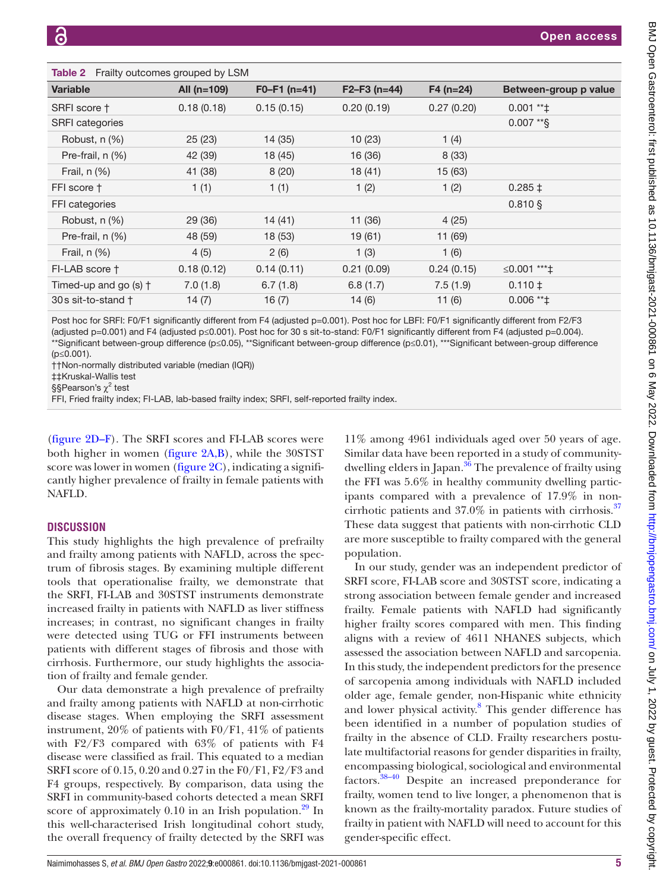**Table 2** Frailty outcomes grouped by LSM

| Variable | All (n=109) | F0–F1 (n=41) | F2–F3 (n=44) | F4 (n=24) | Between-group p value |
|---|---|---|---|---|---|
| SRFI score † | 0.18 (0.18) | 0.15 (0.15) | 0.20 (0.19) | 0.27 (0.20) | 0.001 **‡ |
| SRFI categories | | | | | 0.007 **§ |
| Robust, n (%) | 25 (23) | 14 (35) | 10 (23) | 1 (4) | |
| Pre-frail, n (%) | 42 (39) | 18 (45) | 16 (36) | 8 (33) | |
| Frail, n (%) | 41 (38) | 8 (20) | 18 (41) | 15 (63) | |
| FFI score † | 1 (1) | 1 (1) | 1 (2) | 1 (2) | 0.285 ‡ |
| FFI categories | | | | | 0.810 § |
| Robust, n (%) | 29 (36) | 14 (41) | 11 (36) | 4 (25) | |
| Pre-frail, n (%) | 48 (59) | 18 (53) | 19 (61) | 11 (69) | |
| Frail, n (%) | 4 (5) | 2 (6) | 1 (3) | 1 (6) | |
| FI-LAB score † | 0.18 (0.12) | 0.14 (0.11) | 0.21 (0.09) | 0.24 (0.15) | ≤0.001 ***‡ |
| Timed-up and go (s) † | 7.0 (1.8) | 6.7 (1.8) | 6.8 (1.7) | 7.5 (1.9) | 0.110 ‡ |
| 30s sit-to-stand † | 14 (7) | 16 (7) | 14 (6) | 11 (6) | 0.006 **‡ |

Post hoc for SRFI: F0/F1 significantly different from F4 (adjusted p=0.001). Post hoc for LBFI: F0/F1 significantly different from F2/F3 (adjusted p=0.001) and F4 (adjusted p≤0.001). Post hoc for 30 s sit-to-stand: F0/F1 significantly different from F4 (adjusted p=0.004).
**Significant between-group difference (p≤0.05), **Significant between-group difference (p≤0.01), ***Significant between-group difference (p≤0.001).
††Non-normally distributed variable (median (IQR))
‡‡Kruskal-Wallis test
§§Pearson's $\chi^2$ test
FFI, Fried frailty index; FI-LAB, lab-based frailty index; SRFI, self-reported frailty index.

(figure 2D–F). The SRFI scores and FI-LAB scores were both higher in women (figure 2A,B), while the 30STST score was lower in women (figure 2C), indicating a significantly higher prevalence of frailty in female patients with NAFLD.

## DISCUSSION

This study highlights the high prevalence of prefrailty and frailty among patients with NAFLD, across the spectrum of fibrosis stages. By examining multiple different tools that operationalise frailty, we demonstrate that the SRFI, FI-LAB and 30STST instruments demonstrate increased frailty in patients with NAFLD as liver stiffness increases; in contrast, no significant changes in frailty were detected using TUG or FFI instruments between patients with different stages of fibrosis and those with cirrhosis. Furthermore, our study highlights the association of frailty and female gender.

Our data demonstrate a high prevalence of prefrailty and frailty among patients with NAFLD at non-cirrhotic disease stages. When employing the SRFI assessment instrument, 20% of patients with F0/F1, 41% of patients with F2/F3 compared with 63% of patients with F4 disease were classified as frail. This equated to a median SRFI score of 0.15, 0.20 and 0.27 in the F0/F1, F2/F3 and F4 groups, respectively. By comparison, data using the SRFI in community-based cohorts detected a mean SRFI score of approximately 0.10 in an Irish population.[29] In this well-characterised Irish longitudinal cohort study, the overall frequency of frailty detected by the SRFI was 11% among 4961 individuals aged over 50 years of age. Similar data have been reported in a study of community-dwelling elders in Japan.[36] The prevalence of frailty using the FFI was 5.6% in healthy community dwelling participants compared with a prevalence of 17.9% in non-cirrhotic patients and 37.0% in patients with cirrhosis.[37] These data suggest that patients with non-cirrhotic CLD are more susceptible to frailty compared with the general population.

In our study, gender was an independent predictor of SRFI score, FI-LAB score and 30STST score, indicating a strong association between female gender and increased frailty. Female patients with NAFLD had significantly higher frailty scores compared with men. This finding aligns with a review of 4611 NHANES subjects, which assessed the association between NAFLD and sarcopenia. In this study, the independent predictors for the presence of sarcopenia among individuals with NAFLD included older age, female gender, non-Hispanic white ethnicity and lower physical activity.[8] This gender difference has been identified in a number of population studies of frailty in the absence of CLD. Frailty researchers postulate multifactorial reasons for gender disparities in frailty, encompassing biological, sociological and environmental factors.[38–40] Despite an increased preponderance for frailty, women tend to live longer, a phenomenon that is known as the frailty-mortality paradox. Future studies of frailty in patient with NAFLD will need to account for this gender-specific effect.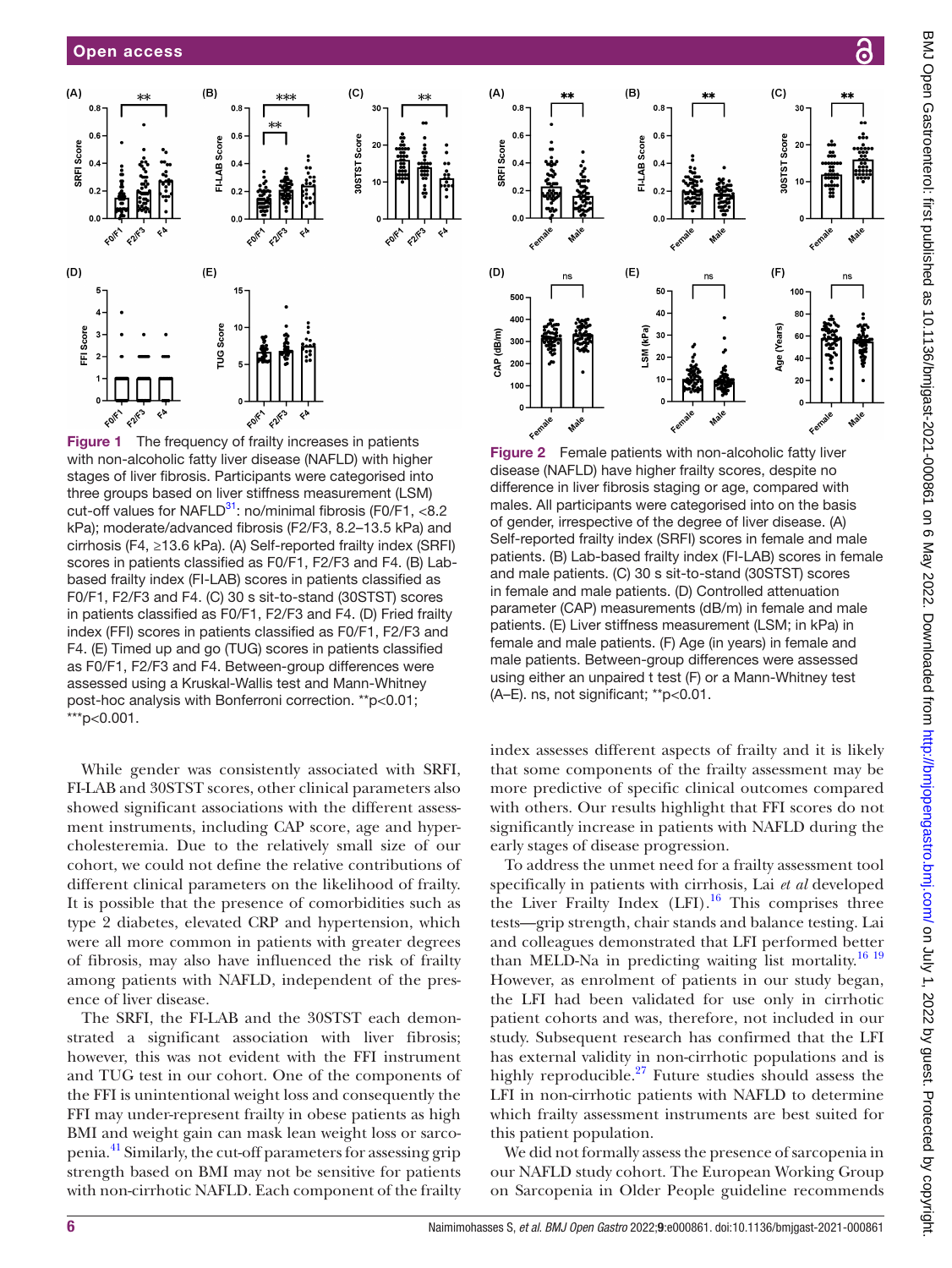Figure 1 The frequency of frailty increases in patients with non-alcoholic fatty liver disease (NAFLD) with higher stages of liver fibrosis. Participants were categorised into three groups based on liver stiffness measurement (LSM) cut-off values for NAFLD[31]: no/minimal fibrosis (F0/F1, <8.2 kPa); moderate/advanced fibrosis (F2/F3, 8.2–13.5 kPa) and cirrhosis (F4, ≥13.6 kPa). (A) Self-reported frailty index (SRFI) scores in patients classified as F0/F1, F2/F3 and F4. (B) Lab-based frailty index (FI-LAB) scores in patients classified as F0/F1, F2/F3 and F4. (C) 30 s sit-to-stand (30STST) scores in patients classified as F0/F1, F2/F3 and F4. (D) Fried frailty index (FFI) scores in patients classified as F0/F1, F2/F3 and F4. (E) Timed up and go (TUG) scores in patients classified as F0/F1, F2/F3 and F4. Between-group differences were assessed using a Kruskal-Wallis test and Mann-Whitney post-hoc analysis with Bonferroni correction. **p<0.01; ***p<0.001.

Figure 2 Female patients with non-alcoholic fatty liver disease (NAFLD) have higher frailty scores, despite no difference in liver fibrosis staging or age, compared with males. All participants were categorised into on the basis of gender, irrespective of the degree of liver disease. (A) Self-reported frailty index (SRFI) scores in female and male patients. (B) Lab-based frailty index (FI-LAB) scores in female and male patients. (C) 30 s sit-to-stand (30STST) scores in female and male patients. (D) Controlled attenuation parameter (CAP) measurements (dB/m) in female and male patients. (E) Liver stiffness measurement (LSM; in kPa) in female and male patients. (F) Age (in years) in female and male patients. Between-group differences were assessed using either an unpaired t test (F) or a Mann-Whitney test (A–E). ns, not significant; **p<0.01.

While gender was consistently associated with SRFI, FI-LAB and 30STST scores, other clinical parameters also showed significant associations with the different assessment instruments, including CAP score, age and hypercholesteremia. Due to the relatively small size of our cohort, we could not define the relative contributions of different clinical parameters on the likelihood of frailty. It is possible that the presence of comorbidities such as type 2 diabetes, elevated CRP and hypertension, which were all more common in patients with greater degrees of fibrosis, may also have influenced the risk of frailty among patients with NAFLD, independent of the presence of liver disease.

The SRFI, the FI-LAB and the 30STST each demonstrated a significant association with liver fibrosis; however, this was not evident with the FFI instrument and TUG test in our cohort. One of the components of the FFI is unintentional weight loss and consequently the FFI may under-represent frailty in obese patients as high BMI and weight gain can mask lean weight loss or sarcopenia.[41] Similarly, the cut-off parameters for assessing grip strength based on BMI may not be sensitive for patients with non-cirrhotic NAFLD. Each component of the frailty index assesses different aspects of frailty and it is likely that some components of the frailty assessment may be more predictive of specific clinical outcomes compared with others. Our results highlight that FFI scores do not significantly increase in patients with NAFLD during the early stages of disease progression.

To address the unmet need for a frailty assessment tool specifically in patients with cirrhosis, Lai *et al* developed the Liver Frailty Index (LFI).[16] This comprises three tests—grip strength, chair stands and balance testing. Lai and colleagues demonstrated that LFI performed better than MELD-Na in predicting waiting list mortality.[16,19] However, as enrolment of patients in our study began, the LFI had been validated for use only in cirrhotic patient cohorts and was, therefore, not included in our study. Subsequent research has confirmed that the LFI has external validity in non-cirrhotic populations and is highly reproducible.[27] Future studies should assess the LFI in non-cirrhotic patients with NAFLD to determine which frailty assessment instruments are best suited for this patient population.

We did not formally assess the presence of sarcopenia in our NAFLD study cohort. The European Working Group on Sarcopenia in Older People guideline recommends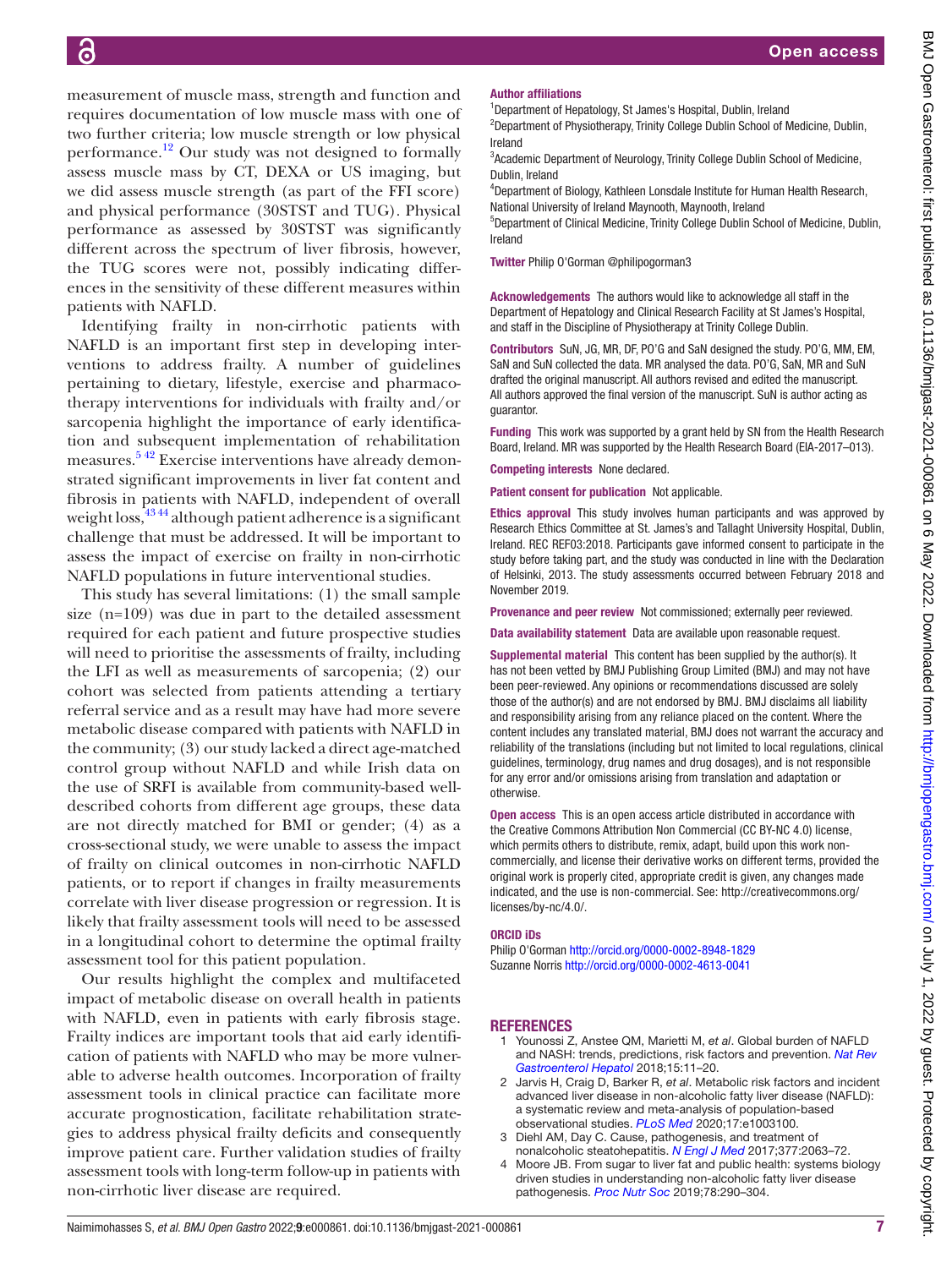measurement of muscle mass, strength and function and requires documentation of low muscle mass with one of two further criteria; low muscle strength or low physical performance.[12] Our study was not designed to formally assess muscle mass by CT, DEXA or US imaging, but we did assess muscle strength (as part of the FFI score) and physical performance (30STST and TUG). Physical performance as assessed by 30STST was significantly different across the spectrum of liver fibrosis, however, the TUG scores were not, possibly indicating differences in the sensitivity of these different measures within patients with NAFLD.

Identifying frailty in non-cirrhotic patients with NAFLD is an important first step in developing interventions to address frailty. A number of guidelines pertaining to dietary, lifestyle, exercise and pharmacotherapy interventions for individuals with frailty and/or sarcopenia highlight the importance of early identification and subsequent implementation of rehabilitation measures.[5 42] Exercise interventions have already demonstrated significant improvements in liver fat content and fibrosis in patients with NAFLD, independent of overall weight loss,[43 44] although patient adherence is a significant challenge that must be addressed. It will be important to assess the impact of exercise on frailty in non-cirrhotic NAFLD populations in future interventional studies.

This study has several limitations: (1) the small sample size (n=109) was due in part to the detailed assessment required for each patient and future prospective studies will need to prioritise the assessments of frailty, including the LFI as well as measurements of sarcopenia; (2) our cohort was selected from patients attending a tertiary referral service and as a result may have had more severe metabolic disease compared with patients with NAFLD in the community; (3) our study lacked a direct age-matched control group without NAFLD and while Irish data on the use of SRFI is available from community-based well-described cohorts from different age groups, these data are not directly matched for BMI or gender; (4) as a cross-sectional study, we were unable to assess the impact of frailty on clinical outcomes in non-cirrhotic NAFLD patients, or to report if changes in frailty measurements correlate with liver disease progression or regression. It is likely that frailty assessment tools will need to be assessed in a longitudinal cohort to determine the optimal frailty assessment tool for this patient population.

Our results highlight the complex and multifaceted impact of metabolic disease on overall health in patients with NAFLD, even in patients with early fibrosis stage. Frailty indices are important tools that aid early identification of patients with NAFLD who may be more vulnerable to adverse health outcomes. Incorporation of frailty assessment tools in clinical practice can facilitate more accurate prognostication, facilitate rehabilitation strategies to address physical frailty deficits and consequently improve patient care. Further validation studies of frailty assessment tools with long-term follow-up in patients with non-cirrhotic liver disease are required.

**Author affiliations**

[1]Department of Hepatology, St James's Hospital, Dublin, Ireland
[2]Department of Physiotherapy, Trinity College Dublin School of Medicine, Dublin, Ireland
[3]Academic Department of Neurology, Trinity College Dublin School of Medicine, Dublin, Ireland
[4]Department of Biology, Kathleen Lonsdale Institute for Human Health Research, National University of Ireland Maynooth, Maynooth, Ireland
[5]Department of Clinical Medicine, Trinity College Dublin School of Medicine, Dublin, Ireland

**Twitter** Philip O'Gorman @philipogorman3

**Acknowledgements** The authors would like to acknowledge all staff in the Department of Hepatology and Clinical Research Facility at St James's Hospital, and staff in the Discipline of Physiotherapy at Trinity College Dublin.

**Contributors** SuN, JG, MR, DF, PO'G and SaN designed the study. PO'G, MM, EM, SaN and SuN collected the data. MR analysed the data. PO'G, SaN, MR and SuN drafted the original manuscript. All authors revised and edited the manuscript. All authors approved the final version of the manuscript. SuN is author acting as guarantor.

**Funding** This work was supported by a grant held by SN from the Health Research Board, Ireland. MR was supported by the Health Research Board (EIA-2017–013).

**Competing interests** None declared.

**Patient consent for publication** Not applicable.

**Ethics approval** This study involves human participants and was approved by Research Ethics Committee at St. James's and Tallaght University Hospital, Dublin, Ireland. REC REF03:2018. Participants gave informed consent to participate in the study before taking part, and the study was conducted in line with the Declaration of Helsinki, 2013. The study assessments occurred between February 2018 and November 2019.

**Provenance and peer review** Not commissioned; externally peer reviewed.

**Data availability statement** Data are available upon reasonable request.

**Supplemental material** This content has been supplied by the author(s). It has not been vetted by BMJ Publishing Group Limited (BMJ) and may not have been peer-reviewed. Any opinions or recommendations discussed are solely those of the author(s) and are not endorsed by BMJ. BMJ disclaims all liability and responsibility arising from any reliance placed on the content. Where the content includes any translated material, BMJ does not warrant the accuracy and reliability of the translations (including but not limited to local regulations, clinical guidelines, terminology, drug names and drug dosages), and is not responsible for any error and/or omissions arising from translation and adaptation or otherwise.

**Open access** This is an open access article distributed in accordance with the Creative Commons Attribution Non Commercial (CC BY-NC 4.0) license, which permits others to distribute, remix, adapt, build upon this work non-commercially, and license their derivative works on different terms, provided the original work is properly cited, appropriate credit is given, any changes made indicated, and the use is non-commercial. See: http://creativecommons.org/licenses/by-nc/4.0/.

**ORCID iDs**

Philip O'Gorman http://orcid.org/0000-0002-8948-1829
Suzanne Norris http://orcid.org/0000-0002-4613-0041

## REFERENCES

1. Younossi Z, Anstee QM, Marietti M, *et al*. Global burden of NAFLD and NASH: trends, predictions, risk factors and prevention. *Nat Rev Gastroenterol Hepatol* 2018;15:11–20.
2. Jarvis H, Craig D, Barker R, *et al*. Metabolic risk factors and incident advanced liver disease in non-alcoholic fatty liver disease (NAFLD): a systematic review and meta-analysis of population-based observational studies. *PLoS Med* 2020;17:e1003100.
3. Diehl AM, Day C. Cause, pathogenesis, and treatment of nonalcoholic steatohepatitis. *N Engl J Med* 2017;377:2063–72.
4. Moore JB. From sugar to liver fat and public health: systems biology driven studies in understanding non-alcoholic fatty liver disease pathogenesis. *Proc Nutr Soc* 2019;78:290–304.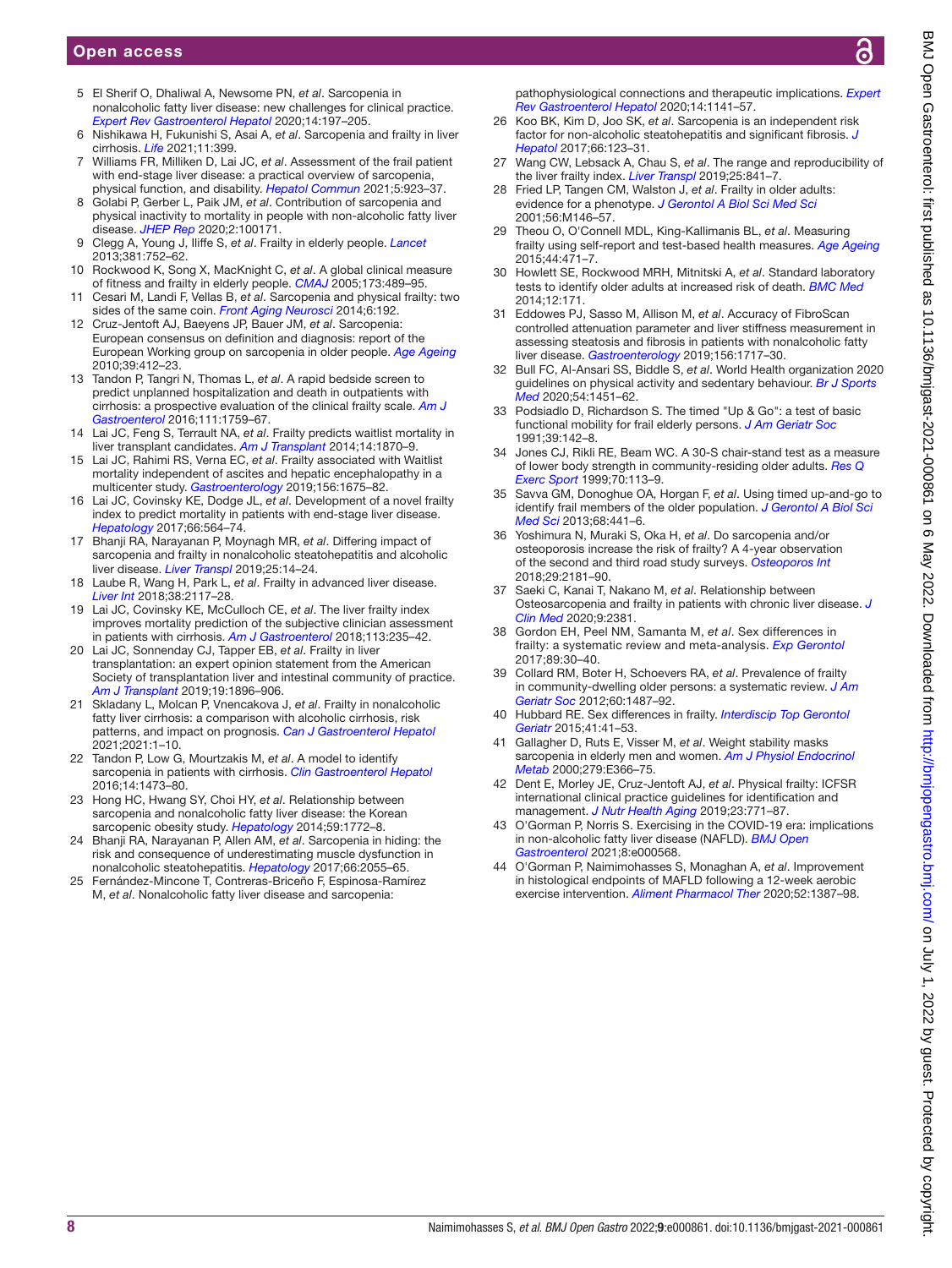5 El Sherif O, Dhaliwal A, Newsome PN, *et al*. Sarcopenia in nonalcoholic fatty liver disease: new challenges for clinical practice. *Expert Rev Gastroenterol Hepatol* 2020;14:197–205.
6 Nishikawa H, Fukunishi S, Asai A, *et al*. Sarcopenia and frailty in liver cirrhosis. *Life* 2021;11:399.
7 Williams FR, Milliken D, Lai JC, *et al*. Assessment of the frail patient with end-stage liver disease: a practical overview of sarcopenia, physical function, and disability. *Hepatol Commun* 2021;5:923–37.
8 Golabi P, Gerber L, Paik JM, *et al*. Contribution of sarcopenia and physical inactivity to mortality in people with non-alcoholic fatty liver disease. *JHEP Rep* 2020;2:100171.
9 Clegg A, Young J, Iliffe S, *et al*. Frailty in elderly people. *Lancet* 2013;381:752–62.
10 Rockwood K, Song X, MacKnight C, *et al*. A global clinical measure of fitness and frailty in elderly people. *CMAJ* 2005;173:489–95.
11 Cesari M, Landi F, Vellas B, *et al*. Sarcopenia and physical frailty: two sides of the same coin. *Front Aging Neurosci* 2014;6:192.
12 Cruz-Jentoft AJ, Baeyens JP, Bauer JM, *et al*. Sarcopenia: European consensus on definition and diagnosis: report of the European Working group on sarcopenia in older people. *Age Ageing* 2010;39:412–23.
13 Tandon P, Tangri N, Thomas L, *et al*. A rapid bedside screen to predict unplanned hospitalization and death in outpatients with cirrhosis: a prospective evaluation of the clinical frailty scale. *Am J Gastroenterol* 2016;111:1759–67.
14 Lai JC, Feng S, Terrault NA, *et al*. Frailty predicts waitlist mortality in liver transplant candidates. *Am J Transplant* 2014;14:1870–9.
15 Lai JC, Rahimi RS, Verna EC, *et al*. Frailty associated with Waitlist mortality independent of ascites and hepatic encephalopathy in a multicenter study. *Gastroenterology* 2019;156:1675–82.
16 Lai JC, Covinsky KE, Dodge JL, *et al*. Development of a novel frailty index to predict mortality in patients with end-stage liver disease. *Hepatology* 2017;66:564–74.
17 Bhanji RA, Narayanan P, Moynagh MR, *et al*. Differing impact of sarcopenia and frailty in nonalcoholic steatohepatitis and alcoholic liver disease. *Liver Transpl* 2019;25:14–24.
18 Laube R, Wang H, Park L, *et al*. Frailty in advanced liver disease. *Liver Int* 2018;38:2117–28.
19 Lai JC, Covinsky KE, McCulloch CE, *et al*. The liver frailty index improves mortality prediction of the subjective clinician assessment in patients with cirrhosis. *Am J Gastroenterol* 2018;113:235–42.
20 Lai JC, Sonnenday CJ, Tapper EB, *et al*. Frailty in liver transplantation: an expert opinion statement from the American Society of transplantation liver and intestinal community of practice. *Am J Transplant* 2019;19:1896–906.
21 Skladany L, Molcan P, Vnencakova J, *et al*. Frailty in nonalcoholic fatty liver cirrhosis: a comparison with alcoholic cirrhosis, risk patterns, and impact on prognosis. *Can J Gastroenterol Hepatol* 2021;2021:1–10.
22 Tandon P, Low G, Mourtzakis M, *et al*. A model to identify sarcopenia in patients with cirrhosis. *Clin Gastroenterol Hepatol* 2016;14:1473–80.
23 Hong HC, Hwang SY, Choi HY, *et al*. Relationship between sarcopenia and nonalcoholic fatty liver disease: the Korean sarcopenic obesity study. *Hepatology* 2014;59:1772–8.
24 Bhanji RA, Narayanan P, Allen AM, *et al*. Sarcopenia in hiding: the risk and consequence of underestimating muscle dysfunction in nonalcoholic steatohepatitis. *Hepatology* 2017;66:2055–65.
25 Fernández-Mincone T, Contreras-Briceño F, Espinosa-Ramírez M, *et al*. Nonalcoholic fatty liver disease and sarcopenia: pathophysiological connections and therapeutic implications. *Expert Rev Gastroenterol Hepatol* 2020;14:1141–57.
26 Koo BK, Kim D, Joo SK, *et al*. Sarcopenia is an independent risk factor for non-alcoholic steatohepatitis and significant fibrosis. *J Hepatol* 2017;66:123–31.
27 Wang CW, Lebsack A, Chau S, *et al*. The range and reproducibility of the liver frailty index. *Liver Transpl* 2019;25:841–7.
28 Fried LP, Tangen CM, Walston J, *et al*. Frailty in older adults: evidence for a phenotype. *J Gerontol A Biol Sci Med Sci* 2001;56:M146–57.
29 Theou O, O'Connell MDL, King-Kallimanis BL, *et al*. Measuring frailty using self-report and test-based health measures. *Age Ageing* 2015;44:471–7.
30 Howlett SE, Rockwood MRH, Mitnitski A, *et al*. Standard laboratory tests to identify older adults at increased risk of death. *BMC Med* 2014;12:171.
31 Eddowes PJ, Sasso M, Allison M, *et al*. Accuracy of FibroScan controlled attenuation parameter and liver stiffness measurement in assessing steatosis and fibrosis in patients with nonalcoholic fatty liver disease. *Gastroenterology* 2019;156:1717–30.
32 Bull FC, Al-Ansari SS, Biddle S, *et al*. World Health organization 2020 guidelines on physical activity and sedentary behaviour. *Br J Sports Med* 2020;54:1451–62.
33 Podsiadlo D, Richardson S. The timed "Up & Go": a test of basic functional mobility for frail elderly persons. *J Am Geriatr Soc* 1991;39:142–8.
34 Jones CJ, Rikli RE, Beam WC. A 30-S chair-stand test as a measure of lower body strength in community-residing older adults. *Res Q Exerc Sport* 1999;70:113–9.
35 Savva GM, Donoghue OA, Horgan F, *et al*. Using timed up-and-go to identify frail members of the older population. *J Gerontol A Biol Sci Med Sci* 2013;68:441–6.
36 Yoshimura N, Muraki S, Oka H, *et al*. Do sarcopenia and/or osteoporosis increase the risk of frailty? A 4-year observation of the second and third road study surveys. *Osteoporos Int* 2018;29:2181–90.
37 Saeki C, Kanai T, Nakano M, *et al*. Relationship between Osteosarcopenia and frailty in patients with chronic liver disease. *J Clin Med* 2020;9:2381.
38 Gordon EH, Peel NM, Samanta M, *et al*. Sex differences in frailty: a systematic review and meta-analysis. *Exp Gerontol* 2017;89:30–40.
39 Collard RM, Boter H, Schoevers RA, *et al*. Prevalence of frailty in community-dwelling older persons: a systematic review. *J Am Geriatr Soc* 2012;60:1487–92.
40 Hubbard RE. Sex differences in frailty. *Interdiscip Top Gerontol Geriatr* 2015;41:41–53.
41 Gallagher D, Ruts E, Visser M, *et al*. Weight stability masks sarcopenia in elderly men and women. *Am J Physiol Endocrinol Metab* 2000;279:E366–75.
42 Dent E, Morley JE, Cruz-Jentoft AJ, *et al*. Physical frailty: ICFSR international clinical practice guidelines for identification and management. *J Nutr Health Aging* 2019;23:771–87.
43 O'Gorman P, Norris S. Exercising in the COVID-19 era: implications in non-alcoholic fatty liver disease (NAFLD). *BMJ Open Gastroenterol* 2021;8:e000568.
44 O'Gorman P, Naimimohasses S, Monaghan A, *et al*. Improvement in histological endpoints of MAFLD following a 12-week aerobic exercise intervention. *Aliment Pharmacol Ther* 2020;52:1387–98.